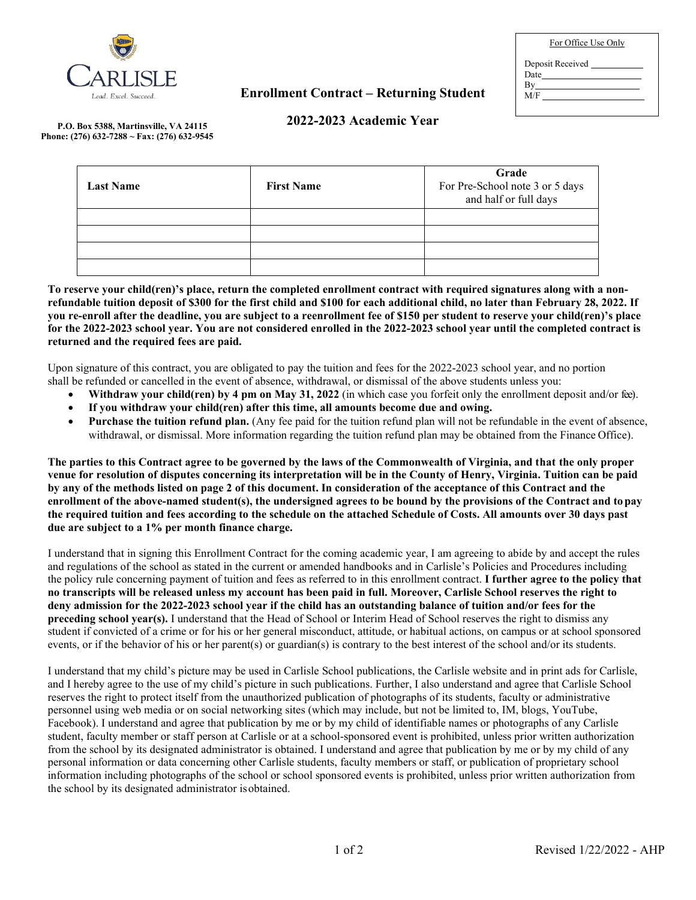CARLISLE

Lead. Excel. Succeed.

P.O. Box 5388, Martinsville, VA 24115
Phone: (276) 632-7288 ~ Fax: (276) 632-9545

| For Office Use Only |
|---|
| Deposit Received ____________ |
| Date ____________ |
| By ____________ |
| M/F ____________ |

# Enrollment Contract – Returning Student

## 2022-2023 Academic Year

| Last Name | First Name | Grade<br>For Pre-School note 3 or 5 days and half or full days |
|---|---|---|
| | | |
| | | |
| | | |
| | | |

**To reserve your child(ren)'s place, return the completed enrollment contract with required signatures along with a non-refundable tuition deposit of $300 for the first child and $100 for each additional child, no later than February 28, 2022. If you re-enroll after the deadline, you are subject to a reenrollment fee of $150 per student to reserve your child(ren)'s place for the 2022-2023 school year. You are not considered enrolled in the 2022-2023 school year until the completed contract is returned and the required fees are paid.**

Upon signature of this contract, you are obligated to pay the tuition and fees for the 2022-2023 school year, and no portion shall be refunded or cancelled in the event of absence, withdrawal, or dismissal of the above students unless you:

- **Withdraw your child(ren) by 4 pm on May 31, 2022** (in which case you forfeit only the enrollment deposit and/or fee).
- **If you withdraw your child(ren) after this time, all amounts become due and owing.**
- **Purchase the tuition refund plan.** (Any fee paid for the tuition refund plan will not be refundable in the event of absence, withdrawal, or dismissal. More information regarding the tuition refund plan may be obtained from the Finance Office).

**The parties to this Contract agree to be governed by the laws of the Commonwealth of Virginia, and that the only proper venue for resolution of disputes concerning its interpretation will be in the County of Henry, Virginia. Tuition can be paid by any of the methods listed on page 2 of this document. In consideration of the acceptance of this Contract and the enrollment of the above-named student(s), the undersigned agrees to be bound by the provisions of the Contract and to pay the required tuition and fees according to the schedule on the attached Schedule of Costs. All amounts over 30 days past due are subject to a 1% per month finance charge.**

I understand that in signing this Enrollment Contract for the coming academic year, I am agreeing to abide by and accept the rules and regulations of the school as stated in the current or amended handbooks and in Carlisle's Policies and Procedures including the policy rule concerning payment of tuition and fees as referred to in this enrollment contract. **I further agree to the policy that no transcripts will be released unless my account has been paid in full. Moreover, Carlisle School reserves the right to deny admission for the 2022-2023 school year if the child has an outstanding balance of tuition and/or fees for the preceding school year(s).** I understand that the Head of School or Interim Head of School reserves the right to dismiss any student if convicted of a crime or for his or her general misconduct, attitude, or habitual actions, on campus or at school sponsored events, or if the behavior of his or her parent(s) or guardian(s) is contrary to the best interest of the school and/or its students.

I understand that my child's picture may be used in Carlisle School publications, the Carlisle website and in print ads for Carlisle, and I hereby agree to the use of my child's picture in such publications. Further, I also understand and agree that Carlisle School reserves the right to protect itself from the unauthorized publication of photographs of its students, faculty or administrative personnel using web media or on social networking sites (which may include, but not be limited to, IM, blogs, YouTube, Facebook). I understand and agree that publication by me or by my child of identifiable names or photographs of any Carlisle student, faculty member or staff person at Carlisle or at a school-sponsored event is prohibited, unless prior written authorization from the school by its designated administrator is obtained. I understand and agree that publication by me or by my child of any personal information or data concerning other Carlisle students, faculty members or staff, or publication of proprietary school information including photographs of the school or school sponsored events is prohibited, unless prior written authorization from the school by its designated administrator is obtained.

Revised 1/22/2022 - AHP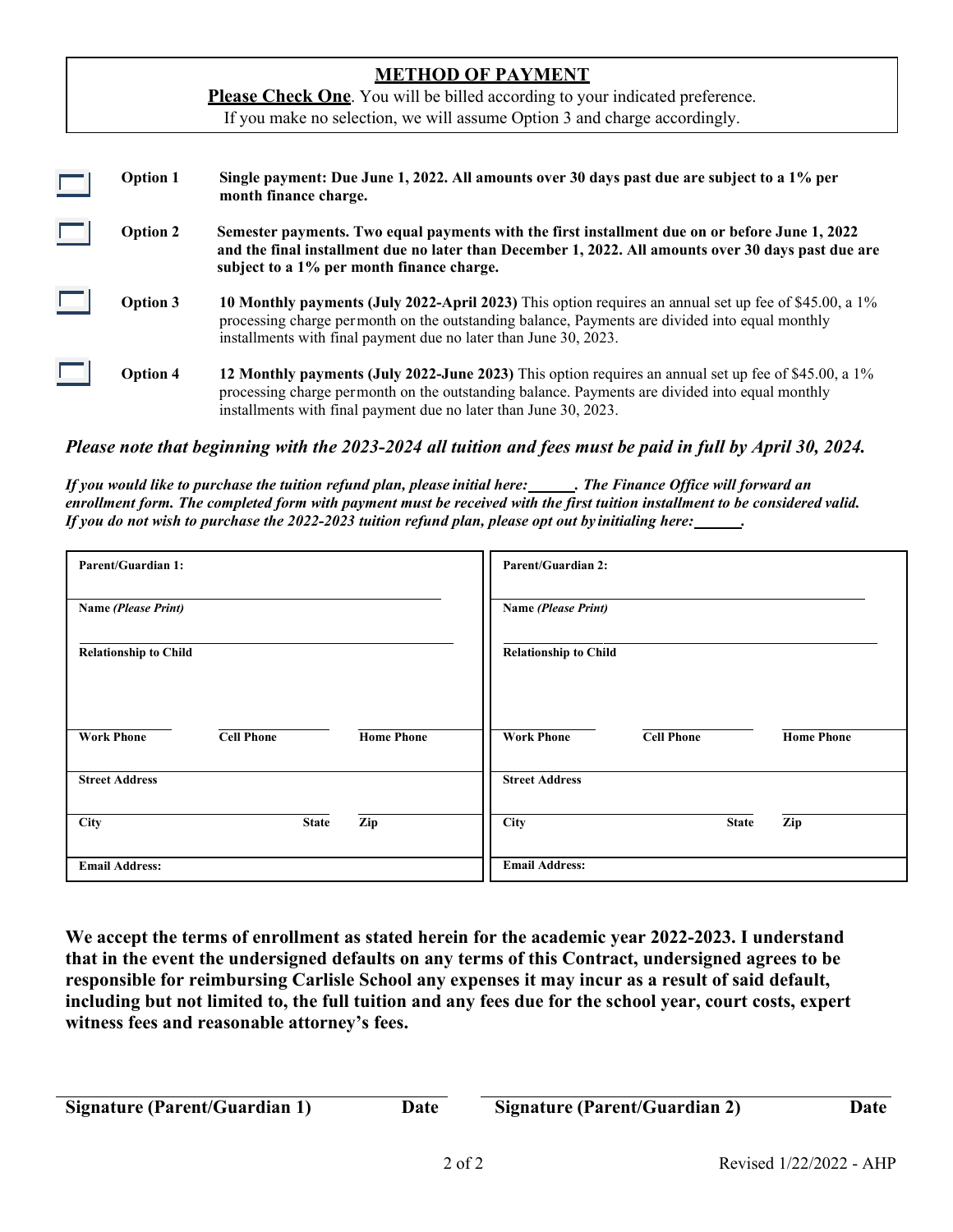## METHOD OF PAYMENT

**Please Check One**. You will be billed according to your indicated preference.
If you make no selection, we will assume Option 3 and charge accordingly.

- ☐ **Option 1** — **Single payment: Due June 1, 2022. All amounts over 30 days past due are subject to a 1% per month finance charge.**
- ☐ **Option 2** — **Semester payments. Two equal payments with the first installment due on or before June 1, 2022 and the final installment due no later than December 1, 2022. All amounts over 30 days past due are subject to a 1% per month finance charge.**
- ☐ **Option 3** — **10 Monthly payments (July 2022-April 2023)** This option requires an annual set up fee of $45.00, a 1% processing charge permonth on the outstanding balance, Payments are divided into equal monthly installments with final payment due no later than June 30, 2023.
- ☐ **Option 4** — **12 Monthly payments (July 2022-June 2023)** This option requires an annual set up fee of $45.00, a 1% processing charge permonth on the outstanding balance. Payments are divided into equal monthly installments with final payment due no later than June 30, 2023.

***Please note that beginning with the 2023-2024 all tuition and fees must be paid in full by April 30, 2024.***

***If you would like to purchase the tuition refund plan, please initial here:______. The Finance Office will forward an enrollment form. The completed form with payment must be received with the first tuition installment to be considered valid. If you do not wish to purchase the 2022-2023 tuition refund plan, please opt out by initialing here:______.***

| | | | | | |
|---|---|---|---|---|---|
| **Parent/Guardian 1:** | | | **Parent/Guardian 2:** | | |
| **Name** ***(Please Print)*** | | | **Name** ***(Please Print)*** | | |
| **Relationship to Child** | | | **Relationship to Child** | | |
| **Work Phone** | **Cell Phone** | **Home Phone** | **Work Phone** | **Cell Phone** | **Home Phone** |
| **Street Address** | | | **Street Address** | | |
| **City** | **State** | **Zip** | **City** | **State** | **Zip** |
| **Email Address:** | | | **Email Address:** | | |

**We accept the terms of enrollment as stated herein for the academic year 2022-2023. I understand that in the event the undersigned defaults on any terms of this Contract, undersigned agrees to be responsible for reimbursing Carlisle School any expenses it may incur as a result of said default, including but not limited to, the full tuition and any fees due for the school year, court costs, expert witness fees and reasonable attorney's fees.**

**Signature (Parent/Guardian 1)** **Date** **Signature (Parent/Guardian 2)** **Date**

Revised 1/22/2022 - AHP